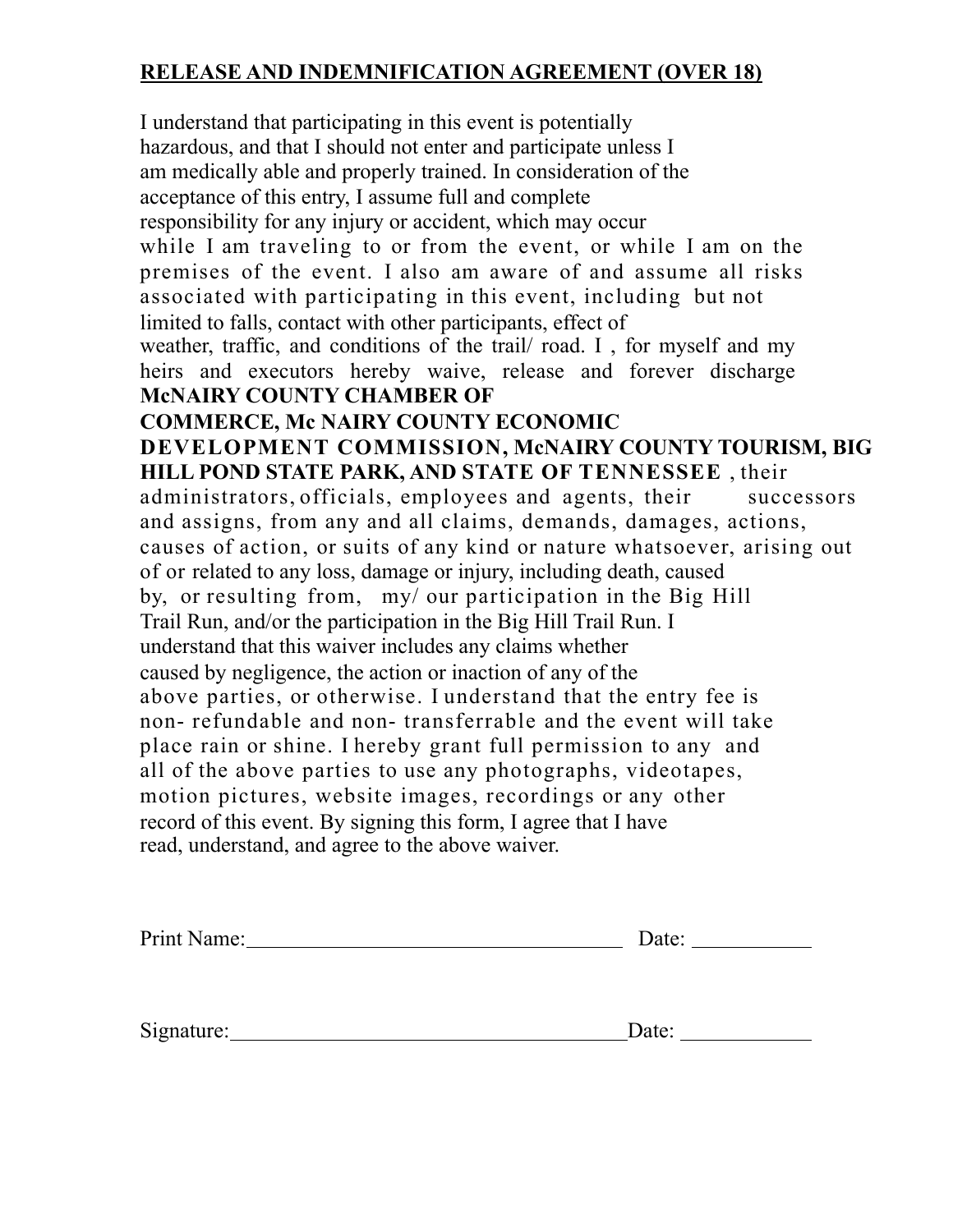## RELEASE AND INDEMNIFICATION AGREEMENT (OVER 18)

I understand that participating in this event is potentially hazardous, and that I should not enter and participate unless I am medically able and properly trained. In consideration of the acceptance of this entry, I assume full and complete responsibility for any injury or accident, which may occur while I am traveling to or from the event, or while I am on the premises of the event. I also am aware of and assume all risks associated with participating in this event, including but not limited to falls, contact with other participants, effect of weather, traffic, and conditions of the trail/ road. I , for myself and my heirs and executors hereby waive, release and forever discharge **McNAIRY COUNTY CHAMBER OF COMMERCE, Mc NAIRY COUNTY ECONOMIC DEVELOPMENT COMMISSION, McNAIRY COUNTY TOURISM, BIG HILL POND STATE PARK, AND STATE OF TENNESSEE** , their administrators, officials, employees and agents, their successors and assigns, from any and all claims, demands, damages, actions, causes of action, or suits of any kind or nature whatsoever, arising out of or related to any loss, damage or injury, including death, caused by, or resulting from, my/ our participation in the Big Hill Trail Run, and/or the participation in the Big Hill Trail Run. I understand that this waiver includes any claims whether caused by negligence, the action or inaction of any of the above parties, or otherwise. I understand that the entry fee is non- refundable and non- transferrable and the event will take place rain or shine. I hereby grant full permission to any and all of the above parties to use any photographs, videotapes, motion pictures, website images, recordings or any other record of this event. By signing this form, I agree that I have read, understand, and agree to the above waiver.

Print Name:___________________________________ Date: ___________

Signature:_____________________________________Date: ____________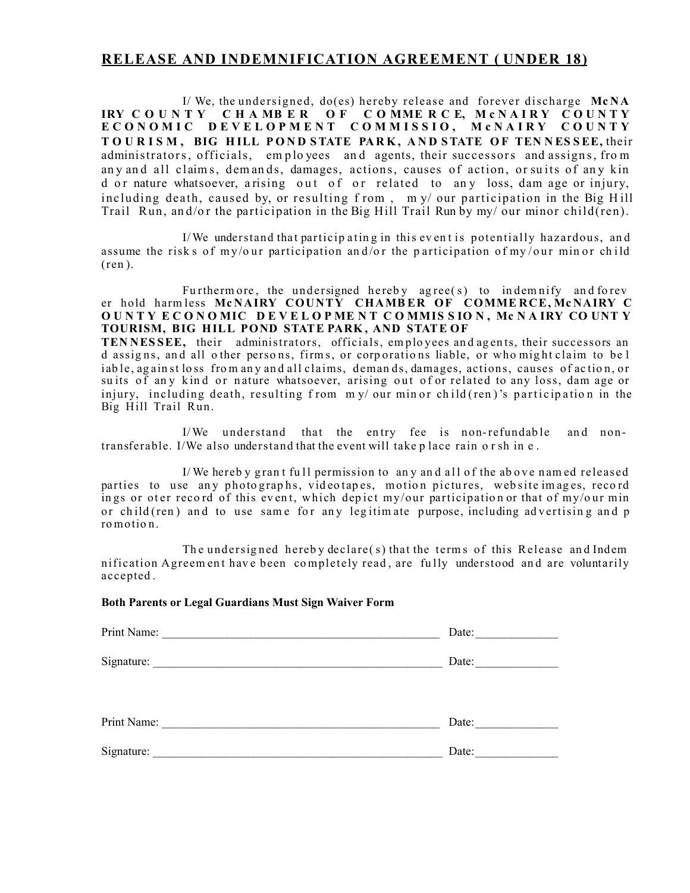## RELEASE AND INDEMNIFICATION AGREEMENT ( UNDER 18)

I/ We, the undersigned, do(es) hereby release and forever discharge **McNAIRY COUNTY CHAMBER OF COMMERCE, McNAIRY COUNTY ECONOMIC DEVELOPMENT COMMISSIO, McNAIRY COUNTY TOURISM, BIG HILL POND STATE PARK, AND STATE OF TENNESSEE,** their administrators, officials, employees and agents, their successors and assigns, from any and all claims, demands, damages, actions, causes of action, or suits of any kind or nature whatsoever, arising out of or related to any loss, damage or injury, including death, caused by, or resulting from , my/ our participation in the Big Hill Trail Run, and/or the participation in the Big Hill Trail Run by my/ our minor child(ren).

I/We understand that participating in this event is potentially hazardous, and assume the risks of my/our participation and/or the participation of my/our minor child (ren).

Furthermore, the undersigned hereby agree(s) to indemnify and forever hold harmless **McNAIRY COUNTY CHAMBER OF COMMERCE, McNAIRY COUNTY ECONOMIC DEVELOPMENT COMMISSION, McNAIRY COUNTY TOURISM, BIG HILL POND STATE PARK, AND STATE OF TENNESSEE,** their administrators, officials, employees and agents, their successors and assigns, and all other persons, firms, or corporations liable, or who might claim to be liable, against loss from any and all claims, demands, damages, actions, causes of action, or suits of any kind or nature whatsoever, arising out of or related to any loss, damage or injury, including death, resulting from my/ our minor child(ren)'s participation in the Big Hill Trail Run.

I/We understand that the entry fee is non-refundable and non-transferable. I/We also understand that the event will take place rain or shine.

I/We hereby grant full permission to any and all of the above named released parties to use any photographs, videotapes, motion pictures, website images, recordings or oter record of this event, which depict my/our participation or that of my/our minor child(ren) and to use same for any legitimate purpose, including advertising and promotion.

The undersigned hereby declare(s) that the terms of this Release and Indemnification Agreement have been completely read, are fully understood and are voluntarily accepted.

**Both Parents or Legal Guardians Must Sign Waiver Form**

Print Name: ______________________________________________ Date:_____________

Signature: _______________________________________________ Date:_____________

Print Name: ______________________________________________ Date:_____________

Signature: _______________________________________________ Date:_____________